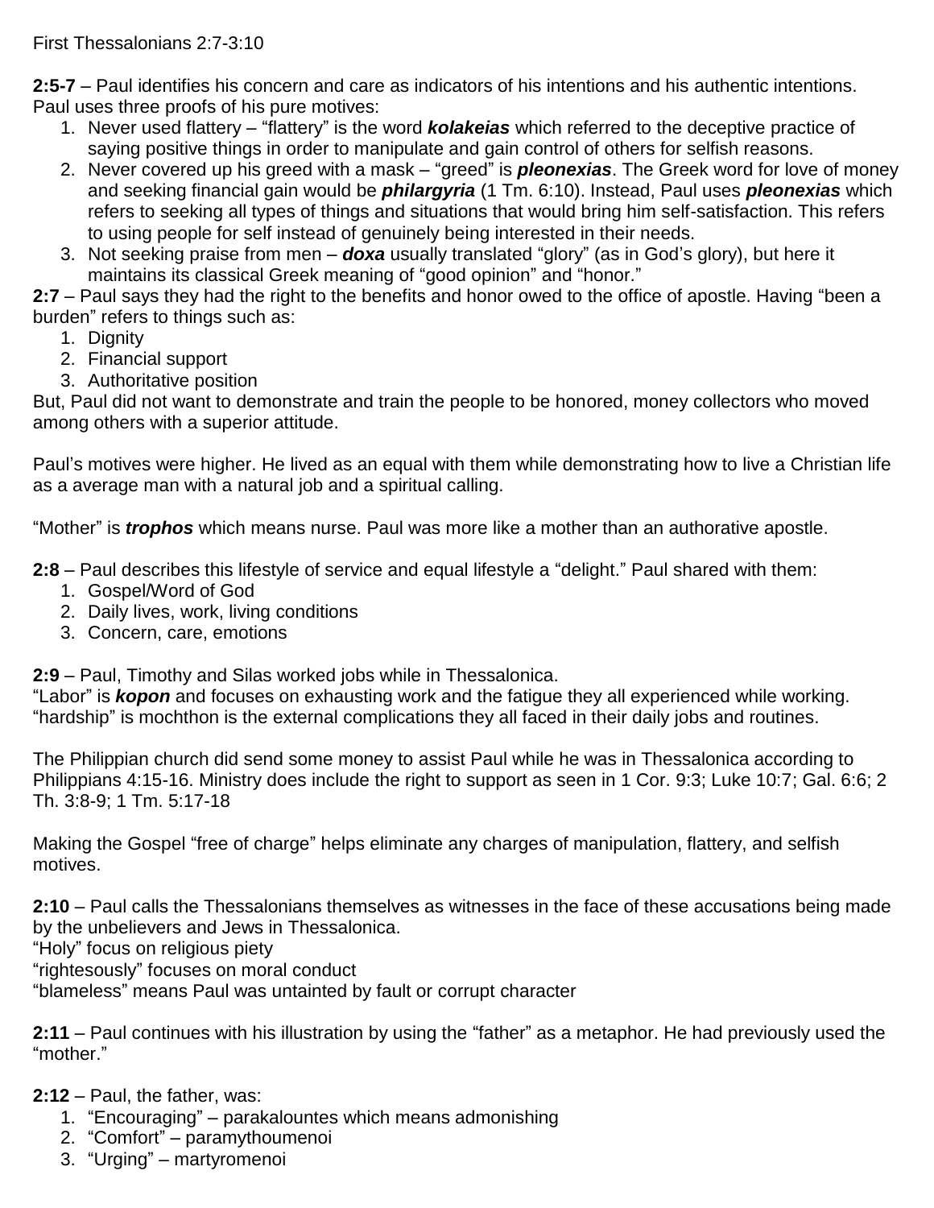First Thessalonians 2:7-3:10

**2:5-7** – Paul identifies his concern and care as indicators of his intentions and his authentic intentions. Paul uses three proofs of his pure motives:

1. Never used flattery – "flattery" is the word ***kolakeias*** which referred to the deceptive practice of saying positive things in order to manipulate and gain control of others for selfish reasons.
2. Never covered up his greed with a mask – "greed" is ***pleonexias***. The Greek word for love of money and seeking financial gain would be ***philargyria*** (1 Tm. 6:10). Instead, Paul uses ***pleonexias*** which refers to seeking all types of things and situations that would bring him self-satisfaction. This refers to using people for self instead of genuinely being interested in their needs.
3. Not seeking praise from men – ***doxa*** usually translated "glory" (as in God's glory), but here it maintains its classical Greek meaning of "good opinion" and "honor."

**2:7** – Paul says they had the right to the benefits and honor owed to the office of apostle. Having "been a burden" refers to things such as:

1. Dignity
2. Financial support
3. Authoritative position

But, Paul did not want to demonstrate and train the people to be honored, money collectors who moved among others with a superior attitude.

Paul's motives were higher. He lived as an equal with them while demonstrating how to live a Christian life as a average man with a natural job and a spiritual calling.

"Mother" is ***trophos*** which means nurse. Paul was more like a mother than an authorative apostle.

**2:8** – Paul describes this lifestyle of service and equal lifestyle a "delight." Paul shared with them:

1. Gospel/Word of God
2. Daily lives, work, living conditions
3. Concern, care, emotions

**2:9** – Paul, Timothy and Silas worked jobs while in Thessalonica.
"Labor" is ***kopon*** and focuses on exhausting work and the fatigue they all experienced while working.
"hardship" is mochthon is the external complications they all faced in their daily jobs and routines.

The Philippian church did send some money to assist Paul while he was in Thessalonica according to Philippians 4:15-16. Ministry does include the right to support as seen in 1 Cor. 9:3; Luke 10:7; Gal. 6:6; 2 Th. 3:8-9; 1 Tm. 5:17-18

Making the Gospel "free of charge" helps eliminate any charges of manipulation, flattery, and selfish motives.

**2:10** – Paul calls the Thessalonians themselves as witnesses in the face of these accusations being made by the unbelievers and Jews in Thessalonica.
"Holy" focus on religious piety
"rightesously" focuses on moral conduct
"blameless" means Paul was untainted by fault or corrupt character

**2:11** – Paul continues with his illustration by using the "father" as a metaphor. He had previously used the "mother."

**2:12** – Paul, the father, was:

1. "Encouraging" – parakalountes which means admonishing
2. "Comfort" – paramythoumenoi
3. "Urging" – martyromenoi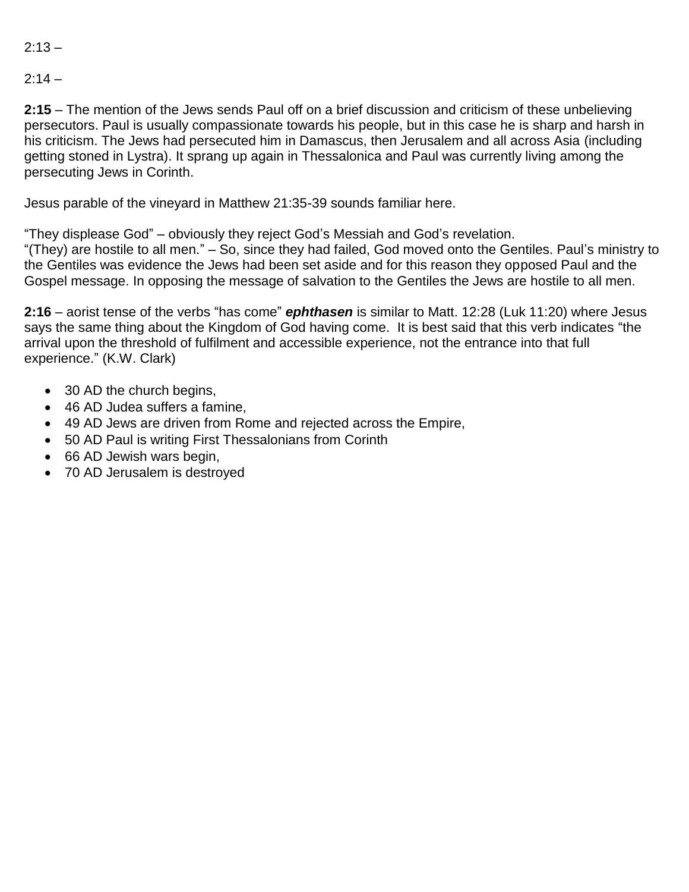2:13 –

2:14 –

**2:15** – The mention of the Jews sends Paul off on a brief discussion and criticism of these unbelieving persecutors. Paul is usually compassionate towards his people, but in this case he is sharp and harsh in his criticism. The Jews had persecuted him in Damascus, then Jerusalem and all across Asia (including getting stoned in Lystra). It sprang up again in Thessalonica and Paul was currently living among the persecuting Jews in Corinth.

Jesus parable of the vineyard in Matthew 21:35-39 sounds familiar here.

"They displease God" – obviously they reject God's Messiah and God's revelation.
"(They) are hostile to all men." – So, since they had failed, God moved onto the Gentiles. Paul's ministry to the Gentiles was evidence the Jews had been set aside and for this reason they opposed Paul and the Gospel message. In opposing the message of salvation to the Gentiles the Jews are hostile to all men.

**2:16** – aorist tense of the verbs "has come" ***ephthasen*** is similar to Matt. 12:28 (Luk 11:20) where Jesus says the same thing about the Kingdom of God having come. It is best said that this verb indicates "the arrival upon the threshold of fulfilment and accessible experience, not the entrance into that full experience." (K.W. Clark)

- 30 AD the church begins,
- 46 AD Judea suffers a famine,
- 49 AD Jews are driven from Rome and rejected across the Empire,
- 50 AD Paul is writing First Thessalonians from Corinth
- 66 AD Jewish wars begin,
- 70 AD Jerusalem is destroyed